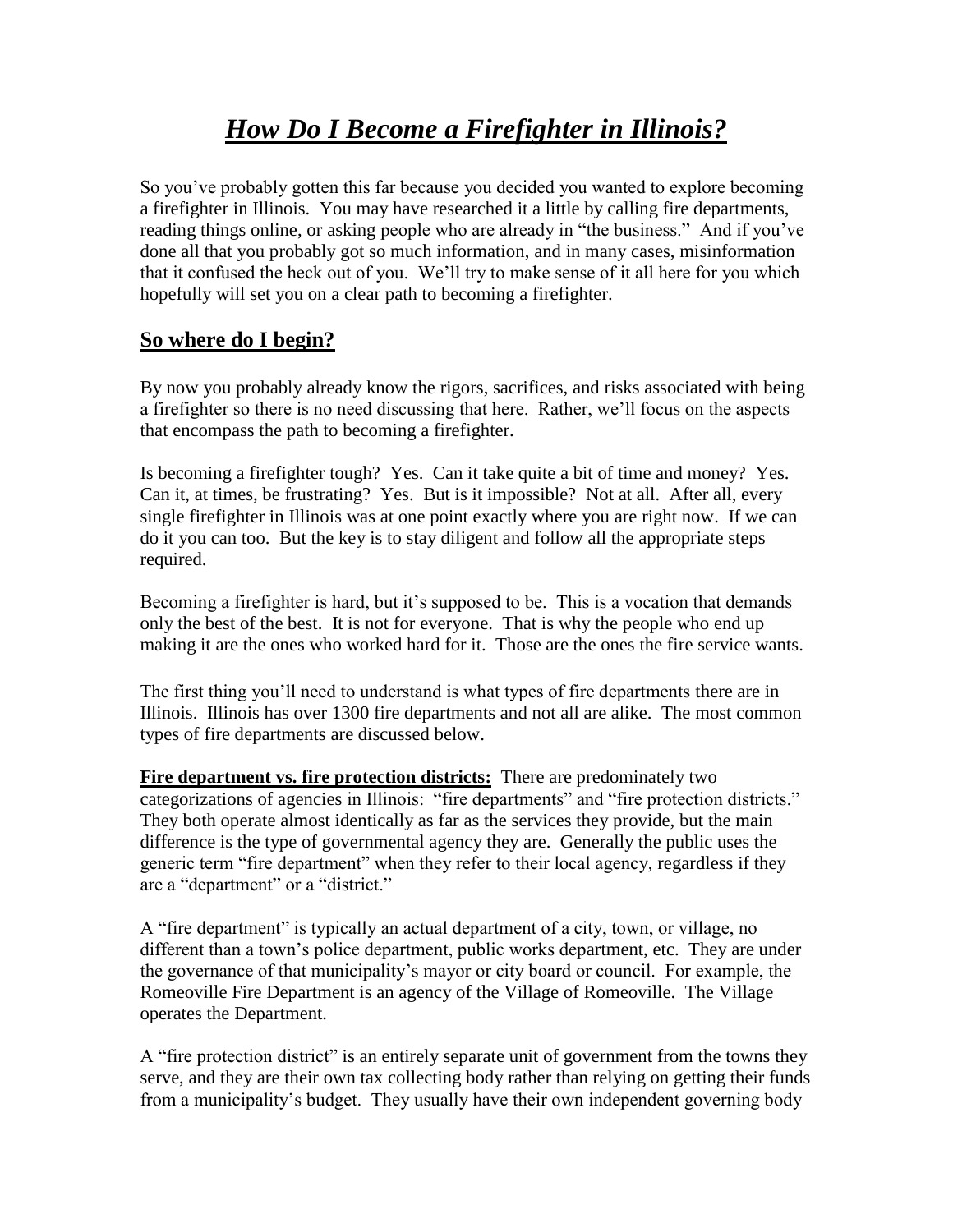# ***How Do I Become a Firefighter in Illinois?***

So you've probably gotten this far because you decided you wanted to explore becoming a firefighter in Illinois. You may have researched it a little by calling fire departments, reading things online, or asking people who are already in "the business." And if you've done all that you probably got so much information, and in many cases, misinformation that it confused the heck out of you. We'll try to make sense of it all here for you which hopefully will set you on a clear path to becoming a firefighter.

## **So where do I begin?**

By now you probably already know the rigors, sacrifices, and risks associated with being a firefighter so there is no need discussing that here. Rather, we'll focus on the aspects that encompass the path to becoming a firefighter.

Is becoming a firefighter tough? Yes. Can it take quite a bit of time and money? Yes. Can it, at times, be frustrating? Yes. But is it impossible? Not at all. After all, every single firefighter in Illinois was at one point exactly where you are right now. If we can do it you can too. But the key is to stay diligent and follow all the appropriate steps required.

Becoming a firefighter is hard, but it's supposed to be. This is a vocation that demands only the best of the best. It is not for everyone. That is why the people who end up making it are the ones who worked hard for it. Those are the ones the fire service wants.

The first thing you'll need to understand is what types of fire departments there are in Illinois. Illinois has over 1300 fire departments and not all are alike. The most common types of fire departments are discussed below.

**Fire department vs. fire protection districts:** There are predominately two categorizations of agencies in Illinois: "fire departments" and "fire protection districts." They both operate almost identically as far as the services they provide, but the main difference is the type of governmental agency they are. Generally the public uses the generic term "fire department" when they refer to their local agency, regardless if they are a "department" or a "district."

A "fire department" is typically an actual department of a city, town, or village, no different than a town's police department, public works department, etc. They are under the governance of that municipality's mayor or city board or council. For example, the Romeoville Fire Department is an agency of the Village of Romeoville. The Village operates the Department.

A "fire protection district" is an entirely separate unit of government from the towns they serve, and they are their own tax collecting body rather than relying on getting their funds from a municipality's budget. They usually have their own independent governing body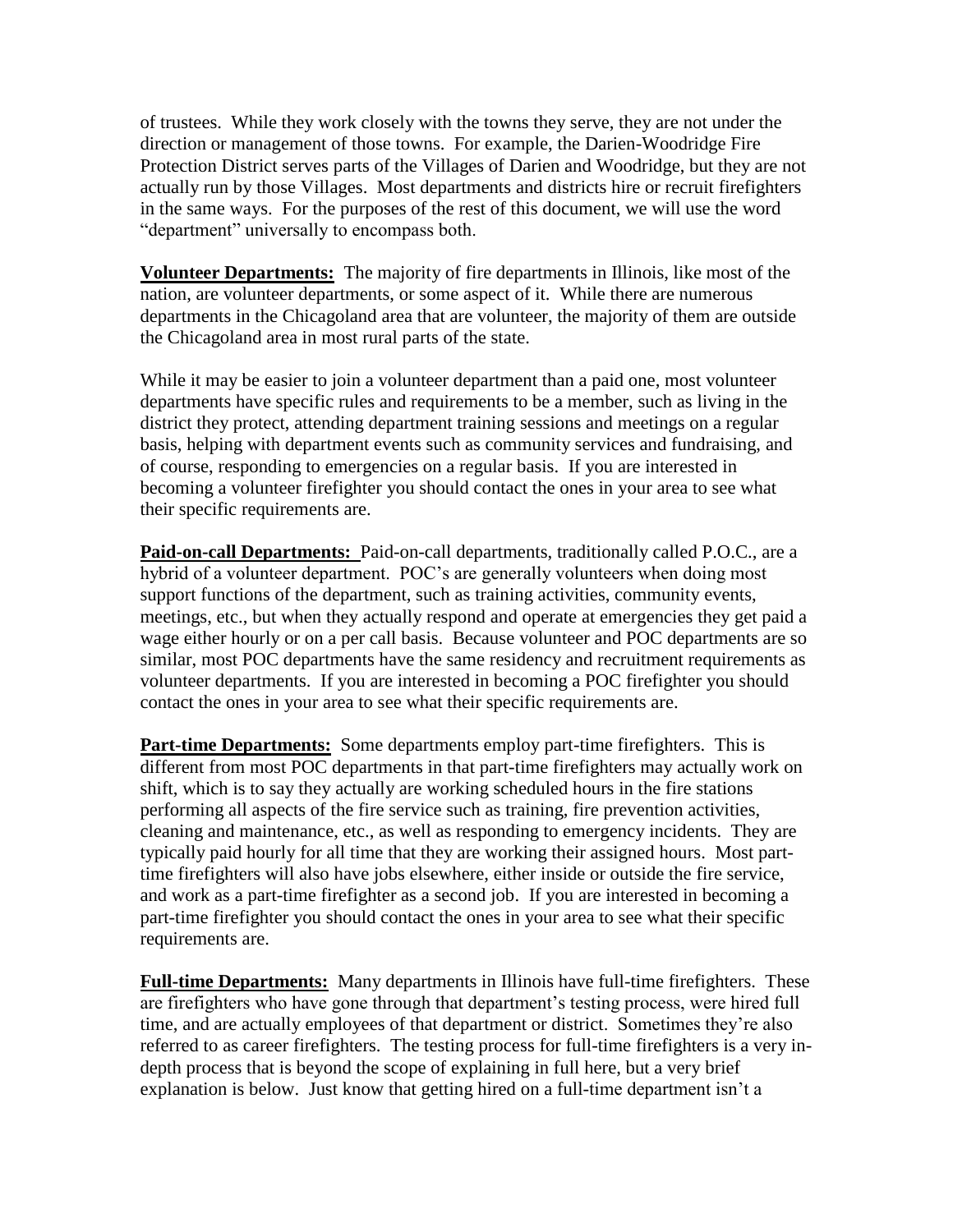of trustees. While they work closely with the towns they serve, they are not under the direction or management of those towns. For example, the Darien-Woodridge Fire Protection District serves parts of the Villages of Darien and Woodridge, but they are not actually run by those Villages. Most departments and districts hire or recruit firefighters in the same ways. For the purposes of the rest of this document, we will use the word "department" universally to encompass both.

**Volunteer Departments:** The majority of fire departments in Illinois, like most of the nation, are volunteer departments, or some aspect of it. While there are numerous departments in the Chicagoland area that are volunteer, the majority of them are outside the Chicagoland area in most rural parts of the state.

While it may be easier to join a volunteer department than a paid one, most volunteer departments have specific rules and requirements to be a member, such as living in the district they protect, attending department training sessions and meetings on a regular basis, helping with department events such as community services and fundraising, and of course, responding to emergencies on a regular basis. If you are interested in becoming a volunteer firefighter you should contact the ones in your area to see what their specific requirements are.

**Paid-on-call Departments:** Paid-on-call departments, traditionally called P.O.C., are a hybrid of a volunteer department. POC's are generally volunteers when doing most support functions of the department, such as training activities, community events, meetings, etc., but when they actually respond and operate at emergencies they get paid a wage either hourly or on a per call basis. Because volunteer and POC departments are so similar, most POC departments have the same residency and recruitment requirements as volunteer departments. If you are interested in becoming a POC firefighter you should contact the ones in your area to see what their specific requirements are.

**Part-time Departments:** Some departments employ part-time firefighters. This is different from most POC departments in that part-time firefighters may actually work on shift, which is to say they actually are working scheduled hours in the fire stations performing all aspects of the fire service such as training, fire prevention activities, cleaning and maintenance, etc., as well as responding to emergency incidents. They are typically paid hourly for all time that they are working their assigned hours. Most part-time firefighters will also have jobs elsewhere, either inside or outside the fire service, and work as a part-time firefighter as a second job. If you are interested in becoming a part-time firefighter you should contact the ones in your area to see what their specific requirements are.

**Full-time Departments:** Many departments in Illinois have full-time firefighters. These are firefighters who have gone through that department's testing process, were hired full time, and are actually employees of that department or district. Sometimes they're also referred to as career firefighters. The testing process for full-time firefighters is a very in-depth process that is beyond the scope of explaining in full here, but a very brief explanation is below. Just know that getting hired on a full-time department isn't a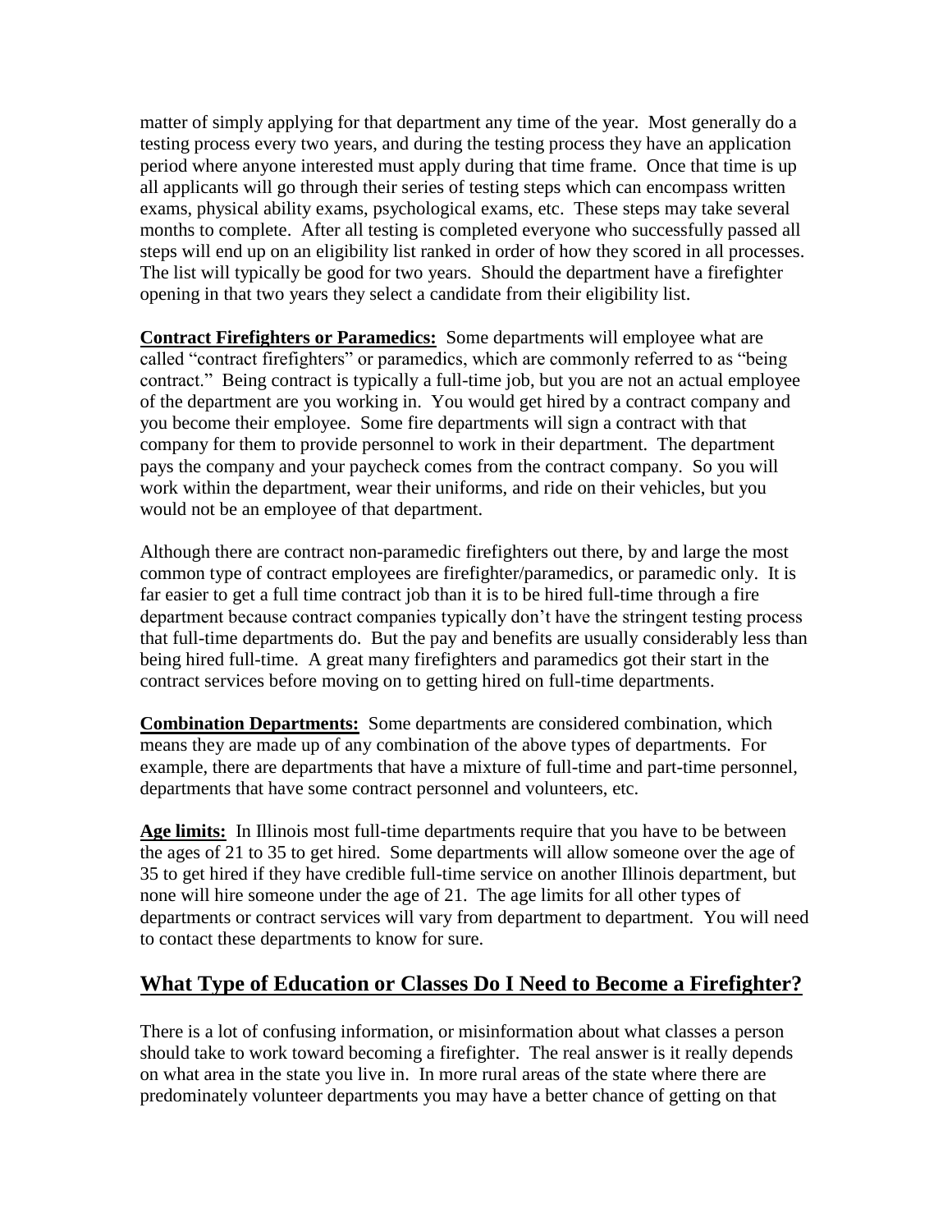matter of simply applying for that department any time of the year. Most generally do a testing process every two years, and during the testing process they have an application period where anyone interested must apply during that time frame. Once that time is up all applicants will go through their series of testing steps which can encompass written exams, physical ability exams, psychological exams, etc. These steps may take several months to complete. After all testing is completed everyone who successfully passed all steps will end up on an eligibility list ranked in order of how they scored in all processes. The list will typically be good for two years. Should the department have a firefighter opening in that two years they select a candidate from their eligibility list.

**Contract Firefighters or Paramedics:** Some departments will employee what are called "contract firefighters" or paramedics, which are commonly referred to as "being contract." Being contract is typically a full-time job, but you are not an actual employee of the department are you working in. You would get hired by a contract company and you become their employee. Some fire departments will sign a contract with that company for them to provide personnel to work in their department. The department pays the company and your paycheck comes from the contract company. So you will work within the department, wear their uniforms, and ride on their vehicles, but you would not be an employee of that department.

Although there are contract non-paramedic firefighters out there, by and large the most common type of contract employees are firefighter/paramedics, or paramedic only. It is far easier to get a full time contract job than it is to be hired full-time through a fire department because contract companies typically don't have the stringent testing process that full-time departments do. But the pay and benefits are usually considerably less than being hired full-time. A great many firefighters and paramedics got their start in the contract services before moving on to getting hired on full-time departments.

**Combination Departments:** Some departments are considered combination, which means they are made up of any combination of the above types of departments. For example, there are departments that have a mixture of full-time and part-time personnel, departments that have some contract personnel and volunteers, etc.

**Age limits:** In Illinois most full-time departments require that you have to be between the ages of 21 to 35 to get hired. Some departments will allow someone over the age of 35 to get hired if they have credible full-time service on another Illinois department, but none will hire someone under the age of 21. The age limits for all other types of departments or contract services will vary from department to department. You will need to contact these departments to know for sure.

## What Type of Education or Classes Do I Need to Become a Firefighter?

There is a lot of confusing information, or misinformation about what classes a person should take to work toward becoming a firefighter. The real answer is it really depends on what area in the state you live in. In more rural areas of the state where there are predominately volunteer departments you may have a better chance of getting on that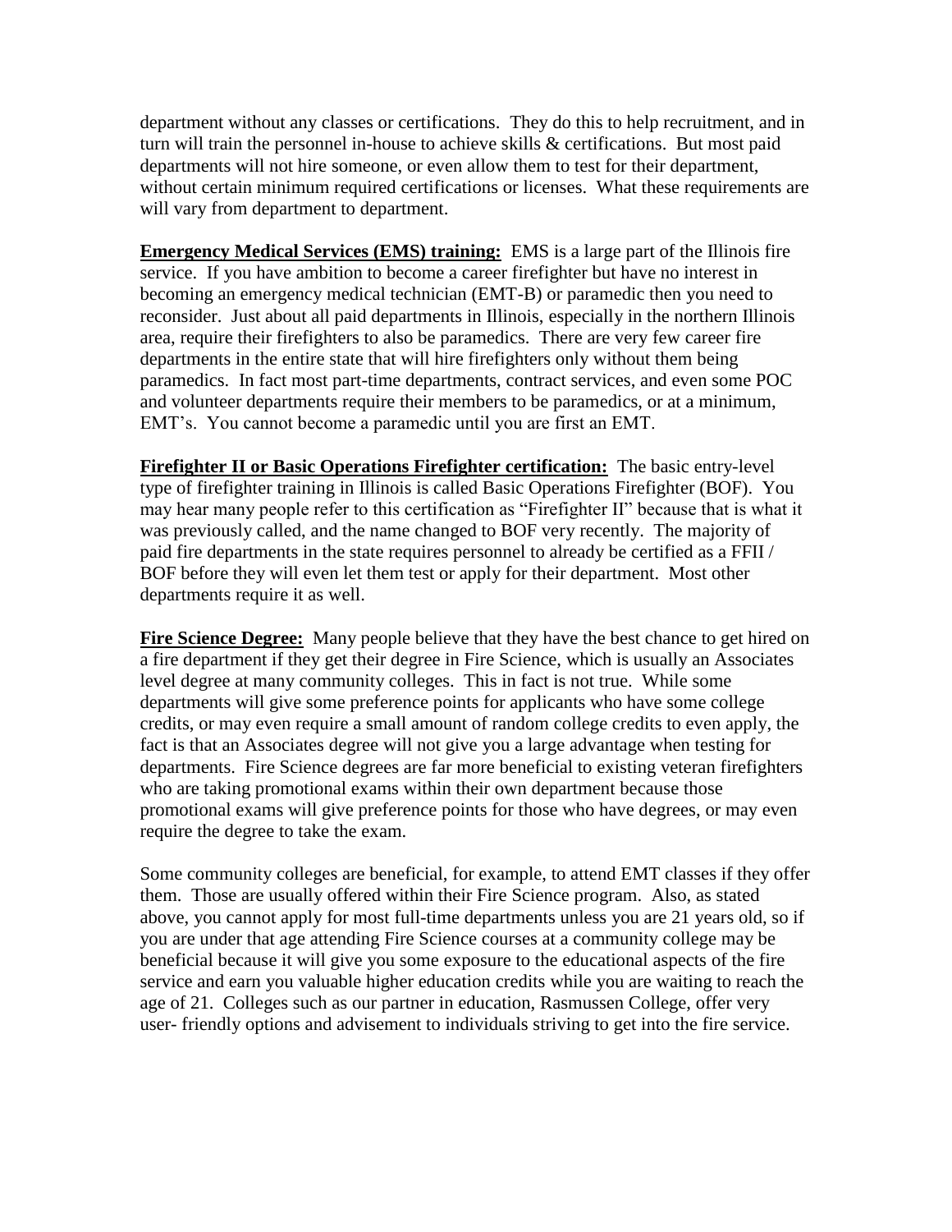department without any classes or certifications. They do this to help recruitment, and in turn will train the personnel in-house to achieve skills & certifications. But most paid departments will not hire someone, or even allow them to test for their department, without certain minimum required certifications or licenses. What these requirements are will vary from department to department.

**Emergency Medical Services (EMS) training:** EMS is a large part of the Illinois fire service. If you have ambition to become a career firefighter but have no interest in becoming an emergency medical technician (EMT-B) or paramedic then you need to reconsider. Just about all paid departments in Illinois, especially in the northern Illinois area, require their firefighters to also be paramedics. There are very few career fire departments in the entire state that will hire firefighters only without them being paramedics. In fact most part-time departments, contract services, and even some POC and volunteer departments require their members to be paramedics, or at a minimum, EMT's. You cannot become a paramedic until you are first an EMT.

**Firefighter II or Basic Operations Firefighter certification:** The basic entry-level type of firefighter training in Illinois is called Basic Operations Firefighter (BOF). You may hear many people refer to this certification as "Firefighter II" because that is what it was previously called, and the name changed to BOF very recently. The majority of paid fire departments in the state requires personnel to already be certified as a FFII / BOF before they will even let them test or apply for their department. Most other departments require it as well.

**Fire Science Degree:** Many people believe that they have the best chance to get hired on a fire department if they get their degree in Fire Science, which is usually an Associates level degree at many community colleges. This in fact is not true. While some departments will give some preference points for applicants who have some college credits, or may even require a small amount of random college credits to even apply, the fact is that an Associates degree will not give you a large advantage when testing for departments. Fire Science degrees are far more beneficial to existing veteran firefighters who are taking promotional exams within their own department because those promotional exams will give preference points for those who have degrees, or may even require the degree to take the exam.

Some community colleges are beneficial, for example, to attend EMT classes if they offer them. Those are usually offered within their Fire Science program. Also, as stated above, you cannot apply for most full-time departments unless you are 21 years old, so if you are under that age attending Fire Science courses at a community college may be beneficial because it will give you some exposure to the educational aspects of the fire service and earn you valuable higher education credits while you are waiting to reach the age of 21. Colleges such as our partner in education, Rasmussen College, offer very user- friendly options and advisement to individuals striving to get into the fire service.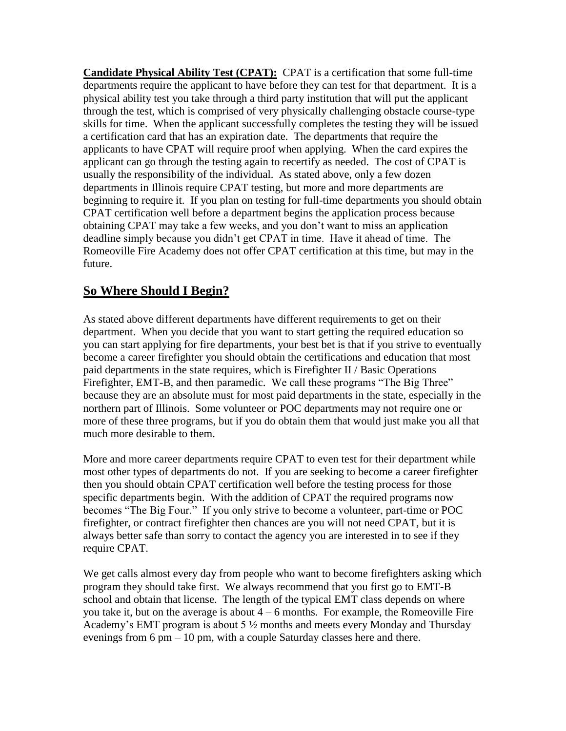**Candidate Physical Ability Test (CPAT):** CPAT is a certification that some full-time departments require the applicant to have before they can test for that department. It is a physical ability test you take through a third party institution that will put the applicant through the test, which is comprised of very physically challenging obstacle course-type skills for time. When the applicant successfully completes the testing they will be issued a certification card that has an expiration date. The departments that require the applicants to have CPAT will require proof when applying. When the card expires the applicant can go through the testing again to recertify as needed. The cost of CPAT is usually the responsibility of the individual. As stated above, only a few dozen departments in Illinois require CPAT testing, but more and more departments are beginning to require it. If you plan on testing for full-time departments you should obtain CPAT certification well before a department begins the application process because obtaining CPAT may take a few weeks, and you don't want to miss an application deadline simply because you didn't get CPAT in time. Have it ahead of time. The Romeoville Fire Academy does not offer CPAT certification at this time, but may in the future.

## So Where Should I Begin?

As stated above different departments have different requirements to get on their department. When you decide that you want to start getting the required education so you can start applying for fire departments, your best bet is that if you strive to eventually become a career firefighter you should obtain the certifications and education that most paid departments in the state requires, which is Firefighter II / Basic Operations Firefighter, EMT-B, and then paramedic. We call these programs "The Big Three" because they are an absolute must for most paid departments in the state, especially in the northern part of Illinois. Some volunteer or POC departments may not require one or more of these three programs, but if you do obtain them that would just make you all that much more desirable to them.

More and more career departments require CPAT to even test for their department while most other types of departments do not. If you are seeking to become a career firefighter then you should obtain CPAT certification well before the testing process for those specific departments begin. With the addition of CPAT the required programs now becomes "The Big Four." If you only strive to become a volunteer, part-time or POC firefighter, or contract firefighter then chances are you will not need CPAT, but it is always better safe than sorry to contact the agency you are interested in to see if they require CPAT.

We get calls almost every day from people who want to become firefighters asking which program they should take first. We always recommend that you first go to EMT-B school and obtain that license. The length of the typical EMT class depends on where you take it, but on the average is about 4 – 6 months. For example, the Romeoville Fire Academy's EMT program is about 5 ½ months and meets every Monday and Thursday evenings from 6 pm – 10 pm, with a couple Saturday classes here and there.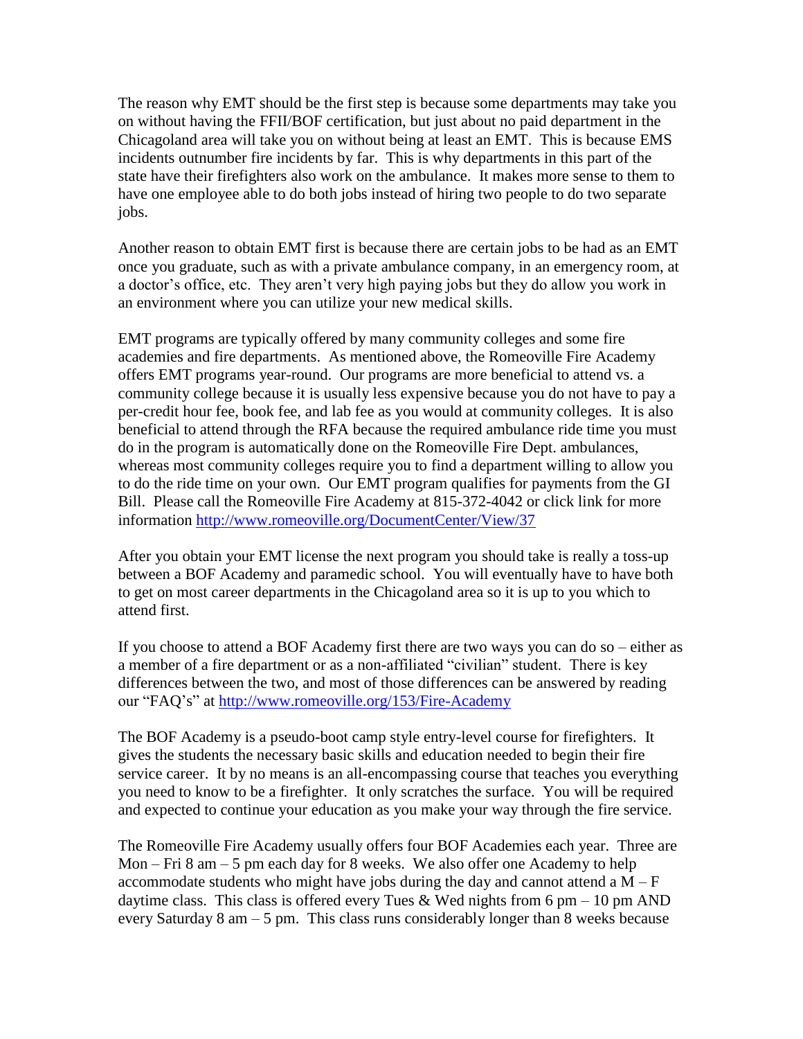The reason why EMT should be the first step is because some departments may take you on without having the FFII/BOF certification, but just about no paid department in the Chicagoland area will take you on without being at least an EMT. This is because EMS incidents outnumber fire incidents by far. This is why departments in this part of the state have their firefighters also work on the ambulance. It makes more sense to them to have one employee able to do both jobs instead of hiring two people to do two separate jobs.

Another reason to obtain EMT first is because there are certain jobs to be had as an EMT once you graduate, such as with a private ambulance company, in an emergency room, at a doctor's office, etc. They aren't very high paying jobs but they do allow you work in an environment where you can utilize your new medical skills.

EMT programs are typically offered by many community colleges and some fire academies and fire departments. As mentioned above, the Romeoville Fire Academy offers EMT programs year-round. Our programs are more beneficial to attend vs. a community college because it is usually less expensive because you do not have to pay a per-credit hour fee, book fee, and lab fee as you would at community colleges. It is also beneficial to attend through the RFA because the required ambulance ride time you must do in the program is automatically done on the Romeoville Fire Dept. ambulances, whereas most community colleges require you to find a department willing to allow you to do the ride time on your own. Our EMT program qualifies for payments from the GI Bill. Please call the Romeoville Fire Academy at 815-372-4042 or click link for more information http://www.romeoville.org/DocumentCenter/View/37

After you obtain your EMT license the next program you should take is really a toss-up between a BOF Academy and paramedic school. You will eventually have to have both to get on most career departments in the Chicagoland area so it is up to you which to attend first.

If you choose to attend a BOF Academy first there are two ways you can do so – either as a member of a fire department or as a non-affiliated "civilian" student. There is key differences between the two, and most of those differences can be answered by reading our "FAQ's" at http://www.romeoville.org/153/Fire-Academy

The BOF Academy is a pseudo-boot camp style entry-level course for firefighters. It gives the students the necessary basic skills and education needed to begin their fire service career. It by no means is an all-encompassing course that teaches you everything you need to know to be a firefighter. It only scratches the surface. You will be required and expected to continue your education as you make your way through the fire service.

The Romeoville Fire Academy usually offers four BOF Academies each year. Three are Mon – Fri 8 am – 5 pm each day for 8 weeks. We also offer one Academy to help accommodate students who might have jobs during the day and cannot attend a M – F daytime class. This class is offered every Tues & Wed nights from 6 pm – 10 pm AND every Saturday 8 am – 5 pm. This class runs considerably longer than 8 weeks because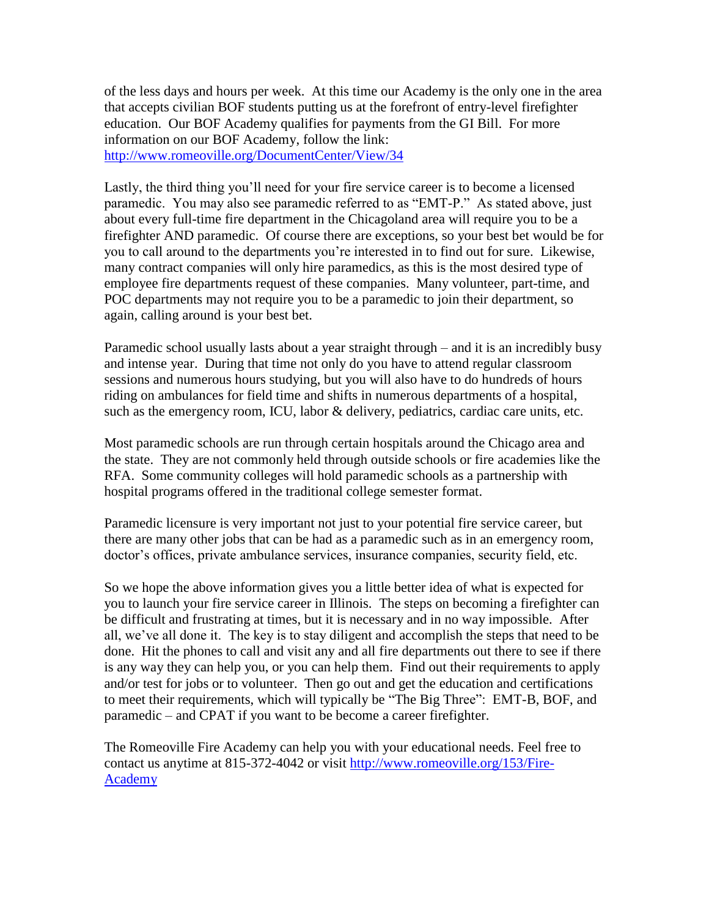of the less days and hours per week. At this time our Academy is the only one in the area that accepts civilian BOF students putting us at the forefront of entry-level firefighter education. Our BOF Academy qualifies for payments from the GI Bill. For more information on our BOF Academy, follow the link: [http://www.romeoville.org/DocumentCenter/View/34](http://www.romeoville.org/DocumentCenter/View/34)

Lastly, the third thing you'll need for your fire service career is to become a licensed paramedic. You may also see paramedic referred to as "EMT-P." As stated above, just about every full-time fire department in the Chicagoland area will require you to be a firefighter AND paramedic. Of course there are exceptions, so your best bet would be for you to call around to the departments you're interested in to find out for sure. Likewise, many contract companies will only hire paramedics, as this is the most desired type of employee fire departments request of these companies. Many volunteer, part-time, and POC departments may not require you to be a paramedic to join their department, so again, calling around is your best bet.

Paramedic school usually lasts about a year straight through – and it is an incredibly busy and intense year. During that time not only do you have to attend regular classroom sessions and numerous hours studying, but you will also have to do hundreds of hours riding on ambulances for field time and shifts in numerous departments of a hospital, such as the emergency room, ICU, labor & delivery, pediatrics, cardiac care units, etc.

Most paramedic schools are run through certain hospitals around the Chicago area and the state. They are not commonly held through outside schools or fire academies like the RFA. Some community colleges will hold paramedic schools as a partnership with hospital programs offered in the traditional college semester format.

Paramedic licensure is very important not just to your potential fire service career, but there are many other jobs that can be had as a paramedic such as in an emergency room, doctor's offices, private ambulance services, insurance companies, security field, etc.

So we hope the above information gives you a little better idea of what is expected for you to launch your fire service career in Illinois. The steps on becoming a firefighter can be difficult and frustrating at times, but it is necessary and in no way impossible. After all, we've all done it. The key is to stay diligent and accomplish the steps that need to be done. Hit the phones to call and visit any and all fire departments out there to see if there is any way they can help you, or you can help them. Find out their requirements to apply and/or test for jobs or to volunteer. Then go out and get the education and certifications to meet their requirements, which will typically be "The Big Three": EMT-B, BOF, and paramedic – and CPAT if you want to be become a career firefighter.

The Romeoville Fire Academy can help you with your educational needs. Feel free to contact us anytime at 815-372-4042 or visit [http://www.romeoville.org/153/Fire-Academy](http://www.romeoville.org/153/Fire-Academy)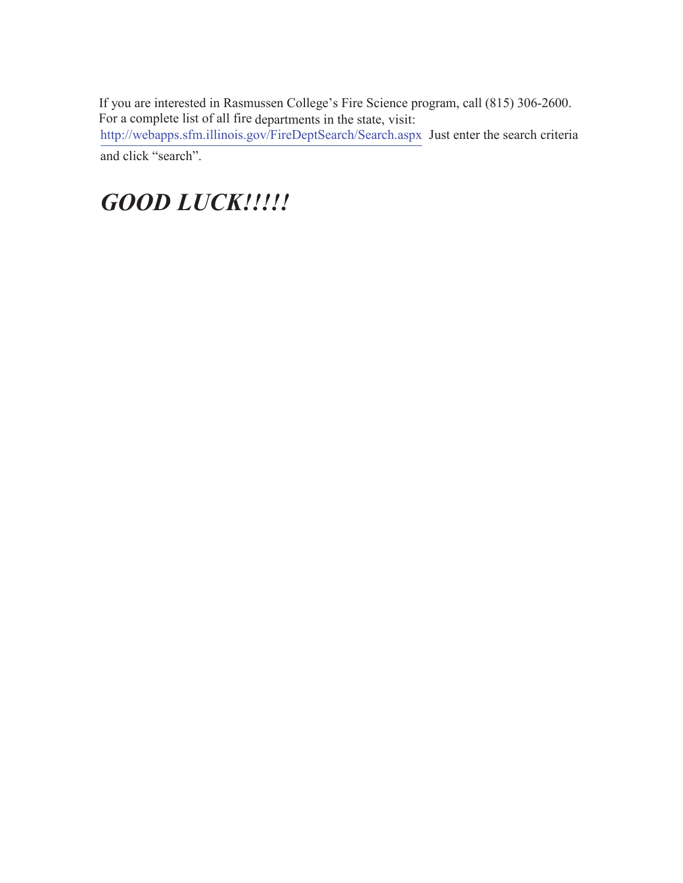If you are interested in Rasmussen College's Fire Science program, call (815) 306-2600. For a complete list of all fire departments in the state, visit: http://webapps.sfm.illinois.gov/FireDeptSearch/Search.aspx Just enter the search criteria and click "search".

***GOOD LUCK!!!!!***